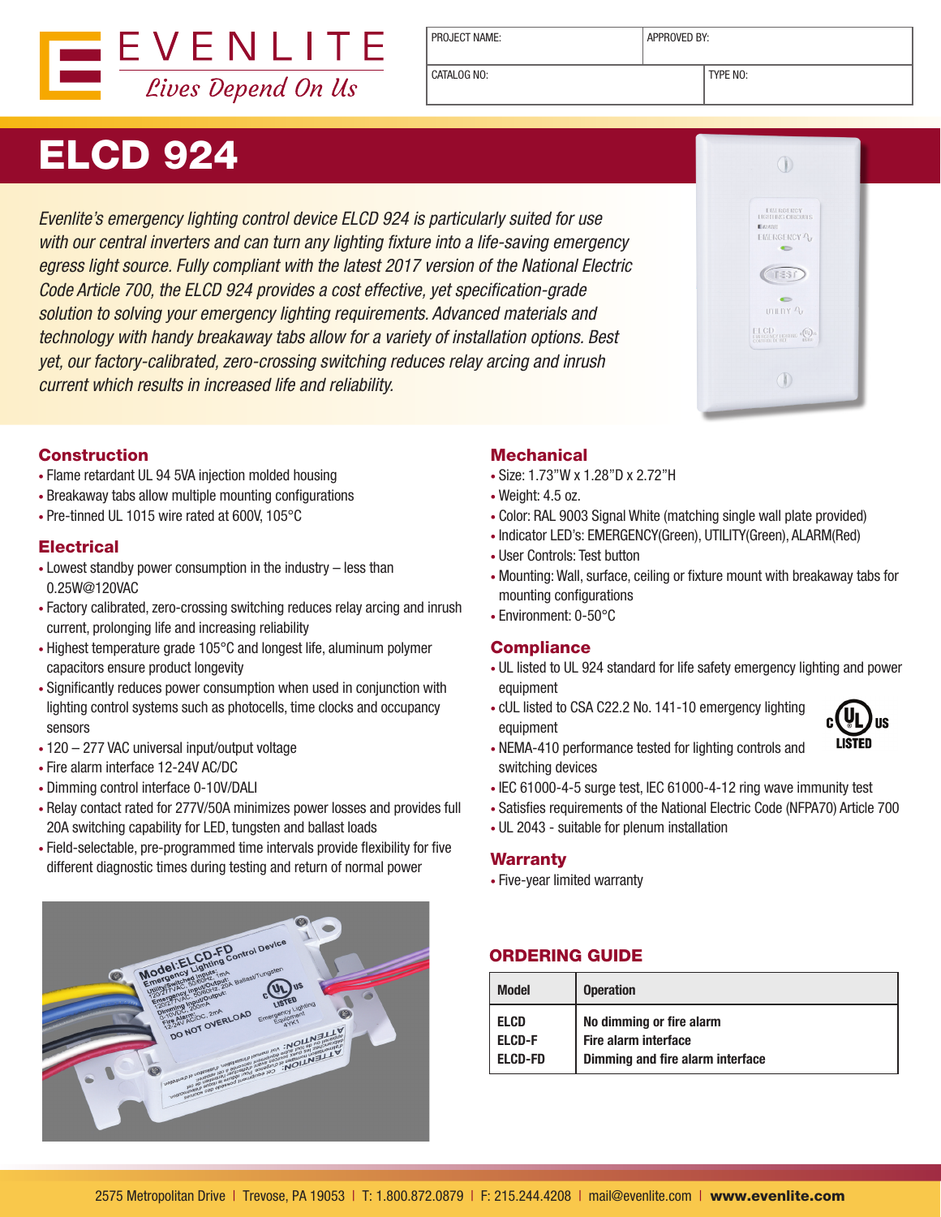EVENLITE
*Lives Depend On Us*

| PROJECT NAME: | APPROVED BY: |
|---|---|
| CATALOG NO: | TYPE NO: |

# ELCD 924

*Evenlite's emergency lighting control device ELCD 924 is particularly suited for use with our central inverters and can turn any lighting fixture into a life-saving emergency egress light source. Fully compliant with the latest 2017 version of the National Electric Code Article 700, the ELCD 924 provides a cost effective, yet specification-grade solution to solving your emergency lighting requirements. Advanced materials and technology with handy breakaway tabs allow for a variety of installation options. Best yet, our factory-calibrated, zero-crossing switching reduces relay arcing and inrush current which results in increased life and reliability.*

## Construction

- Flame retardant UL 94 5VA injection molded housing
- Breakaway tabs allow multiple mounting configurations
- Pre-tinned UL 1015 wire rated at 600V, 105°C

## Electrical

- Lowest standby power consumption in the industry – less than 0.25W@120VAC
- Factory calibrated, zero-crossing switching reduces relay arcing and inrush current, prolonging life and increasing reliability
- Highest temperature grade 105°C and longest life, aluminum polymer capacitors ensure product longevity
- Significantly reduces power consumption when used in conjunction with lighting control systems such as photocells, time clocks and occupancy sensors
- 120 – 277 VAC universal input/output voltage
- Fire alarm interface 12-24V AC/DC
- Dimming control interface 0-10V/DALI
- Relay contact rated for 277V/50A minimizes power losses and provides full 20A switching capability for LED, tungsten and ballast loads
- Field-selectable, pre-programmed time intervals provide flexibility for five different diagnostic times during testing and return of normal power

## Mechanical

- Size: 1.73"W x 1.28"D x 2.72"H
- Weight: 4.5 oz.
- Color: RAL 9003 Signal White (matching single wall plate provided)
- Indicator LED's: EMERGENCY(Green), UTILITY(Green), ALARM(Red)
- User Controls: Test button
- Mounting: Wall, surface, ceiling or fixture mount with breakaway tabs for mounting configurations
- Environment: 0-50°C

## Compliance

- UL listed to UL 924 standard for life safety emergency lighting and power equipment
- cUL listed to CSA C22.2 No. 141-10 emergency lighting equipment
- NEMA-410 performance tested for lighting controls and switching devices
- IEC 61000-4-5 surge test, IEC 61000-4-12 ring wave immunity test
- Satisfies requirements of the National Electric Code (NFPA70) Article 700
- UL 2043 - suitable for plenum installation

## Warranty

- Five-year limited warranty

## ORDERING GUIDE

| Model | Operation |
|---|---|
| ELCD | No dimming or fire alarm |
| ELCD-F | Fire alarm interface |
| ELCD-FD | Dimming and fire alarm interface |

2575 Metropolitan Drive | Trevose, PA 19053 | T: 1.800.872.0879 | F: 215.244.4208 | mail@evenlite.com | **www.evenlite.com**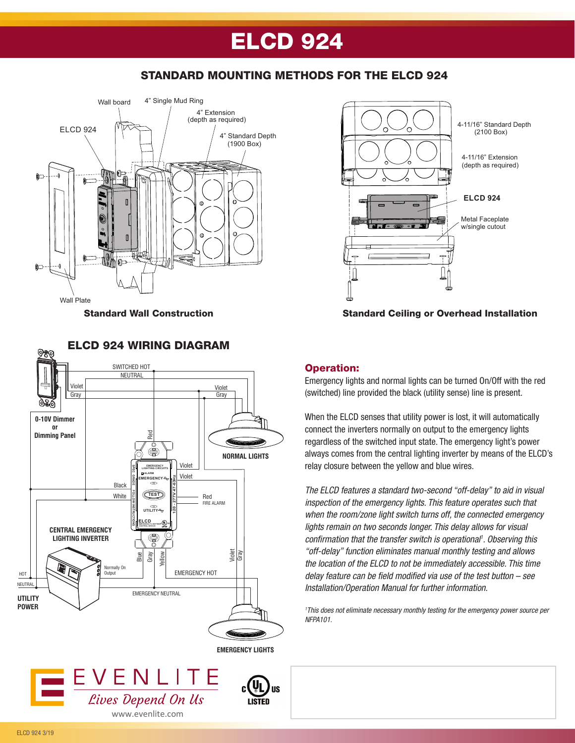# ELCD 924

## STANDARD MOUNTING METHODS FOR THE ELCD 924

Wall board
4" Single Mud Ring
4" Extension (depth as required)
ELCD 924
4" Standard Depth (1900 Box)
Wall Plate

**Standard Wall Construction**

4-11/16" Standard Depth (2100 Box)
4-11/16" Extension (depth as required)
**ELCD 924**
Metal Faceplate w/single cutout

**Standard Ceiling or Overhead Installation**

## ELCD 924 WIRING DIAGRAM

SWITCHED HOT
NEUTRAL
Violet
Gray
Violet
Gray
**0-10V Dimmer or Dimming Panel**
Red
**NORMAL LIGHTS**
Violet
Violet
Black
White
Red
FIRE ALARM
**CENTRAL EMERGENCY LIGHTING INVERTER**
Normally On Output
Blue
Gray
Yellow
Violet
Gray
HOT
NEUTRAL
**UTILITY POWER**
EMERGENCY HOT
EMERGENCY NEUTRAL
**EMERGENCY LIGHTS**

## Operation:

Emergency lights and normal lights can be turned On/Off with the red (switched) line provided the black (utility sense) line is present.

When the ELCD senses that utility power is lost, it will automatically connect the inverters normally on output to the emergency lights regardless of the switched input state. The emergency light's power always comes from the central lighting inverter by means of the ELCD's relay closure between the yellow and blue wires.

*The ELCD features a standard two-second "off-delay" to aid in visual inspection of the emergency lights. This feature operates such that when the room/zone light switch turns off, the connected emergency lights remain on two seconds longer. This delay allows for visual confirmation that the transfer switch is operational[1]. Observing this "off-delay" feature eliminates manual monthly testing and allows the location of the ELCD to not be immediately accessible. This time delay feature can be field modified via use of the test button – see Installation/Operation Manual for further information.*

*[1]This does not eliminate necessary monthly testing for the emergency power source per NFPA101.*

EVENLITE
*Lives Depend On Us*
www.evenlite.com

c UL us LISTED